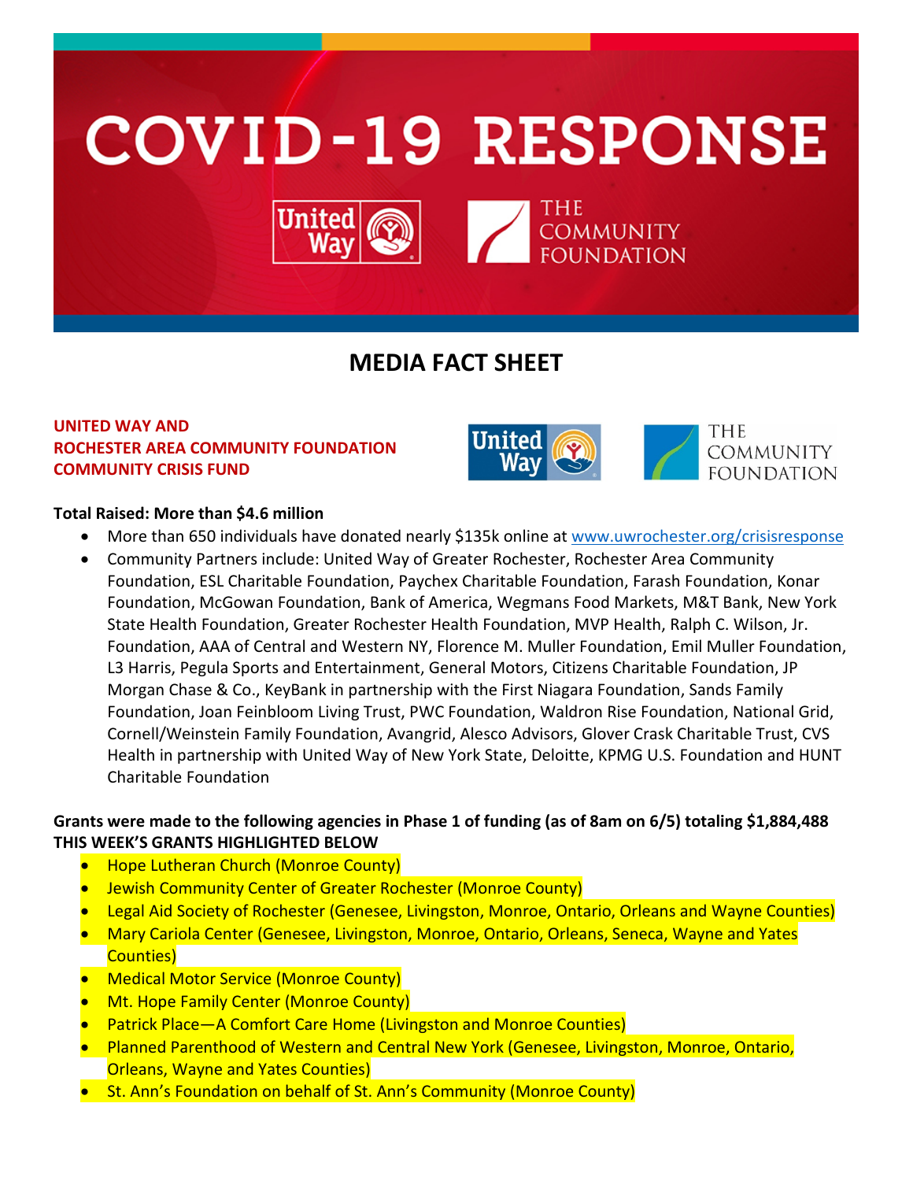# COVID-19 RESPONSE

## MEDIA FACT SHEET

**UNITED WAY AND ROCHESTER AREA COMMUNITY FOUNDATION COMMUNITY CRISIS FUND**

**Total Raised: More than $4.6 million**

- More than 650 individuals have donated nearly $135k online at www.uwrochester.org/crisisresponse
- Community Partners include: United Way of Greater Rochester, Rochester Area Community Foundation, ESL Charitable Foundation, Paychex Charitable Foundation, Farash Foundation, Konar Foundation, McGowan Foundation, Bank of America, Wegmans Food Markets, M&T Bank, New York State Health Foundation, Greater Rochester Health Foundation, MVP Health, Ralph C. Wilson, Jr. Foundation, AAA of Central and Western NY, Florence M. Muller Foundation, Emil Muller Foundation, L3 Harris, Pegula Sports and Entertainment, General Motors, Citizens Charitable Foundation, JP Morgan Chase & Co., KeyBank in partnership with the First Niagara Foundation, Sands Family Foundation, Joan Feinbloom Living Trust, PWC Foundation, Waldron Rise Foundation, National Grid, Cornell/Weinstein Family Foundation, Avangrid, Alesco Advisors, Glover Crask Charitable Trust, CVS Health in partnership with United Way of New York State, Deloitte, KPMG U.S. Foundation and HUNT Charitable Foundation

**Grants were made to the following agencies in Phase 1 of funding (as of 8am on 6/5) totaling $1,884,488**
**THIS WEEK'S GRANTS HIGHLIGHTED BELOW**

- Hope Lutheran Church (Monroe County)
- Jewish Community Center of Greater Rochester (Monroe County)
- Legal Aid Society of Rochester (Genesee, Livingston, Monroe, Ontario, Orleans and Wayne Counties)
- Mary Cariola Center (Genesee, Livingston, Monroe, Ontario, Orleans, Seneca, Wayne and Yates Counties)
- Medical Motor Service (Monroe County)
- Mt. Hope Family Center (Monroe County)
- Patrick Place—A Comfort Care Home (Livingston and Monroe Counties)
- Planned Parenthood of Western and Central New York (Genesee, Livingston, Monroe, Ontario, Orleans, Wayne and Yates Counties)
- St. Ann's Foundation on behalf of St. Ann's Community (Monroe County)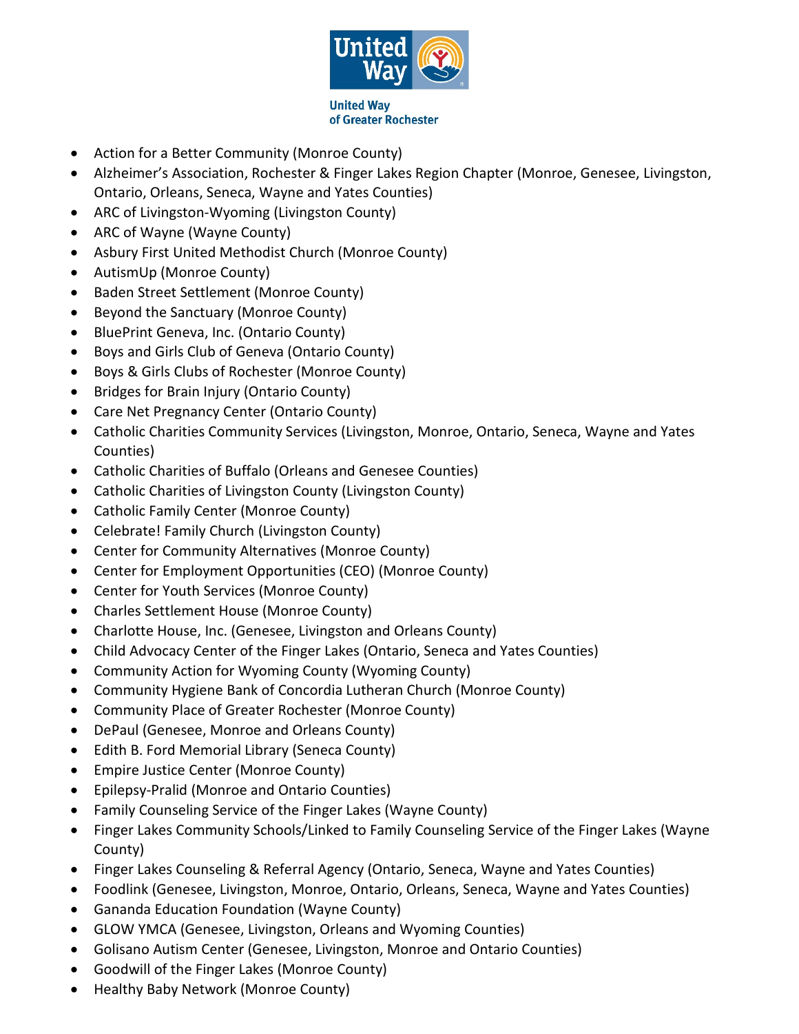- Action for a Better Community (Monroe County)
- Alzheimer's Association, Rochester & Finger Lakes Region Chapter (Monroe, Genesee, Livingston, Ontario, Orleans, Seneca, Wayne and Yates Counties)
- ARC of Livingston-Wyoming (Livingston County)
- ARC of Wayne (Wayne County)
- Asbury First United Methodist Church (Monroe County)
- AutismUp (Monroe County)
- Baden Street Settlement (Monroe County)
- Beyond the Sanctuary (Monroe County)
- BluePrint Geneva, Inc. (Ontario County)
- Boys and Girls Club of Geneva (Ontario County)
- Boys & Girls Clubs of Rochester (Monroe County)
- Bridges for Brain Injury (Ontario County)
- Care Net Pregnancy Center (Ontario County)
- Catholic Charities Community Services (Livingston, Monroe, Ontario, Seneca, Wayne and Yates Counties)
- Catholic Charities of Buffalo (Orleans and Genesee Counties)
- Catholic Charities of Livingston County (Livingston County)
- Catholic Family Center (Monroe County)
- Celebrate! Family Church (Livingston County)
- Center for Community Alternatives (Monroe County)
- Center for Employment Opportunities (CEO) (Monroe County)
- Center for Youth Services (Monroe County)
- Charles Settlement House (Monroe County)
- Charlotte House, Inc. (Genesee, Livingston and Orleans County)
- Child Advocacy Center of the Finger Lakes (Ontario, Seneca and Yates Counties)
- Community Action for Wyoming County (Wyoming County)
- Community Hygiene Bank of Concordia Lutheran Church (Monroe County)
- Community Place of Greater Rochester (Monroe County)
- DePaul (Genesee, Monroe and Orleans County)
- Edith B. Ford Memorial Library (Seneca County)
- Empire Justice Center (Monroe County)
- Epilepsy-Pralid (Monroe and Ontario Counties)
- Family Counseling Service of the Finger Lakes (Wayne County)
- Finger Lakes Community Schools/Linked to Family Counseling Service of the Finger Lakes (Wayne County)
- Finger Lakes Counseling & Referral Agency (Ontario, Seneca, Wayne and Yates Counties)
- Foodlink (Genesee, Livingston, Monroe, Ontario, Orleans, Seneca, Wayne and Yates Counties)
- Gananda Education Foundation (Wayne County)
- GLOW YMCA (Genesee, Livingston, Orleans and Wyoming Counties)
- Golisano Autism Center (Genesee, Livingston, Monroe and Ontario Counties)
- Goodwill of the Finger Lakes (Monroe County)
- Healthy Baby Network (Monroe County)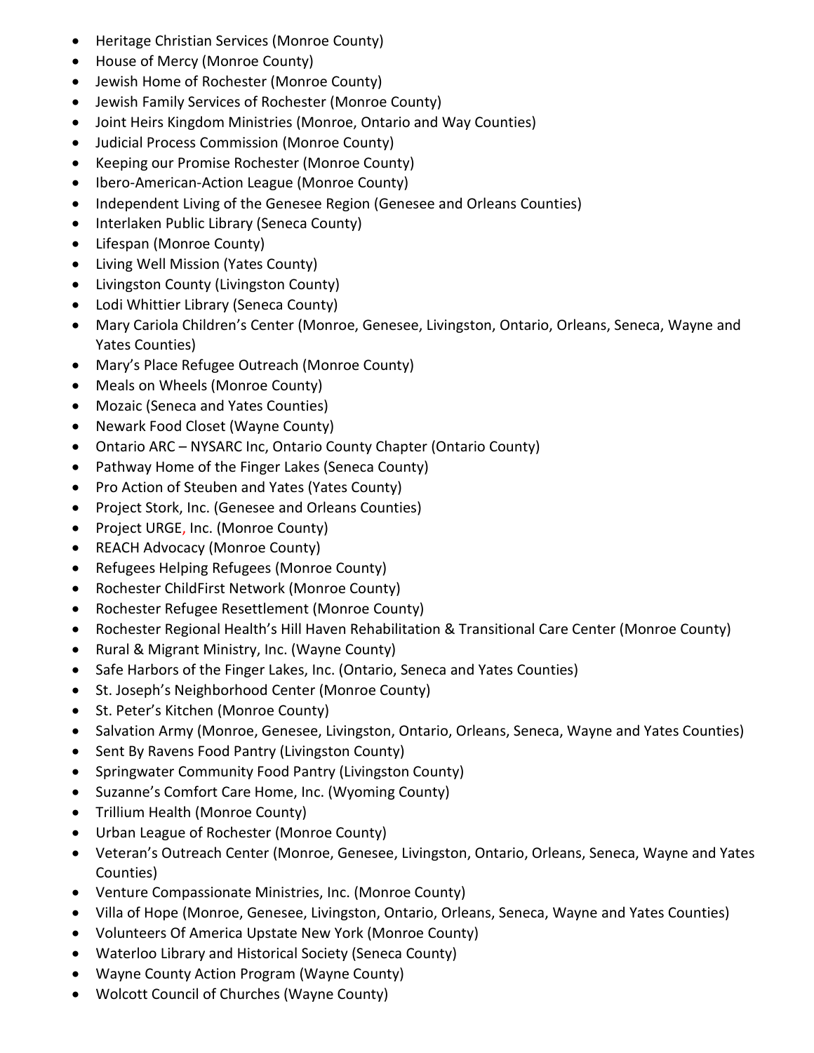- Heritage Christian Services (Monroe County)
- House of Mercy (Monroe County)
- Jewish Home of Rochester (Monroe County)
- Jewish Family Services of Rochester (Monroe County)
- Joint Heirs Kingdom Ministries (Monroe, Ontario and Way Counties)
- Judicial Process Commission (Monroe County)
- Keeping our Promise Rochester (Monroe County)
- Ibero-American-Action League (Monroe County)
- Independent Living of the Genesee Region (Genesee and Orleans Counties)
- Interlaken Public Library (Seneca County)
- Lifespan (Monroe County)
- Living Well Mission (Yates County)
- Livingston County (Livingston County)
- Lodi Whittier Library (Seneca County)
- Mary Cariola Children's Center (Monroe, Genesee, Livingston, Ontario, Orleans, Seneca, Wayne and Yates Counties)
- Mary's Place Refugee Outreach (Monroe County)
- Meals on Wheels (Monroe County)
- Mozaic (Seneca and Yates Counties)
- Newark Food Closet (Wayne County)
- Ontario ARC – NYSARC Inc, Ontario County Chapter (Ontario County)
- Pathway Home of the Finger Lakes (Seneca County)
- Pro Action of Steuben and Yates (Yates County)
- Project Stork, Inc. (Genesee and Orleans Counties)
- Project URGE, Inc. (Monroe County)
- REACH Advocacy (Monroe County)
- Refugees Helping Refugees (Monroe County)
- Rochester ChildFirst Network (Monroe County)
- Rochester Refugee Resettlement (Monroe County)
- Rochester Regional Health's Hill Haven Rehabilitation & Transitional Care Center (Monroe County)
- Rural & Migrant Ministry, Inc. (Wayne County)
- Safe Harbors of the Finger Lakes, Inc. (Ontario, Seneca and Yates Counties)
- St. Joseph's Neighborhood Center (Monroe County)
- St. Peter's Kitchen (Monroe County)
- Salvation Army (Monroe, Genesee, Livingston, Ontario, Orleans, Seneca, Wayne and Yates Counties)
- Sent By Ravens Food Pantry (Livingston County)
- Springwater Community Food Pantry (Livingston County)
- Suzanne's Comfort Care Home, Inc. (Wyoming County)
- Trillium Health (Monroe County)
- Urban League of Rochester (Monroe County)
- Veteran's Outreach Center (Monroe, Genesee, Livingston, Ontario, Orleans, Seneca, Wayne and Yates Counties)
- Venture Compassionate Ministries, Inc. (Monroe County)
- Villa of Hope (Monroe, Genesee, Livingston, Ontario, Orleans, Seneca, Wayne and Yates Counties)
- Volunteers Of America Upstate New York (Monroe County)
- Waterloo Library and Historical Society (Seneca County)
- Wayne County Action Program (Wayne County)
- Wolcott Council of Churches (Wayne County)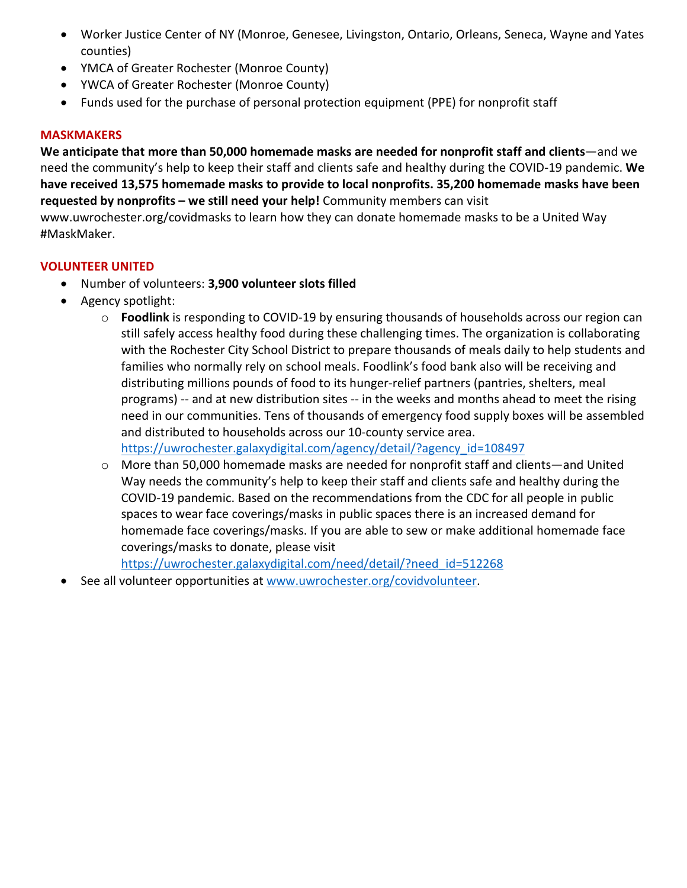- Worker Justice Center of NY (Monroe, Genesee, Livingston, Ontario, Orleans, Seneca, Wayne and Yates counties)
- YMCA of Greater Rochester (Monroe County)
- YWCA of Greater Rochester (Monroe County)
- Funds used for the purchase of personal protection equipment (PPE) for nonprofit staff

## MASKMAKERS

**We anticipate that more than 50,000 homemade masks are needed for nonprofit staff and clients**—and we need the community's help to keep their staff and clients safe and healthy during the COVID-19 pandemic. **We have received 13,575 homemade masks to provide to local nonprofits. 35,200 homemade masks have been requested by nonprofits – we still need your help!** Community members can visit www.uwrochester.org/covidmasks to learn how they can donate homemade masks to be a United Way #MaskMaker.

## VOLUNTEER UNITED

- Number of volunteers: **3,900 volunteer slots filled**
- Agency spotlight:
    - **Foodlink** is responding to COVID-19 by ensuring thousands of households across our region can still safely access healthy food during these challenging times. The organization is collaborating with the Rochester City School District to prepare thousands of meals daily to help students and families who normally rely on school meals. Foodlink's food bank also will be receiving and distributing millions pounds of food to its hunger-relief partners (pantries, shelters, meal programs) -- and at new distribution sites -- in the weeks and months ahead to meet the rising need in our communities. Tens of thousands of emergency food supply boxes will be assembled and distributed to households across our 10-county service area. https://uwrochester.galaxydigital.com/agency/detail/?agency_id=108497
    - More than 50,000 homemade masks are needed for nonprofit staff and clients—and United Way needs the community's help to keep their staff and clients safe and healthy during the COVID-19 pandemic. Based on the recommendations from the CDC for all people in public spaces to wear face coverings/masks in public spaces there is an increased demand for homemade face coverings/masks. If you are able to sew or make additional homemade face coverings/masks to donate, please visit https://uwrochester.galaxydigital.com/need/detail/?need_id=512268
- See all volunteer opportunities at www.uwrochester.org/covidvolunteer.